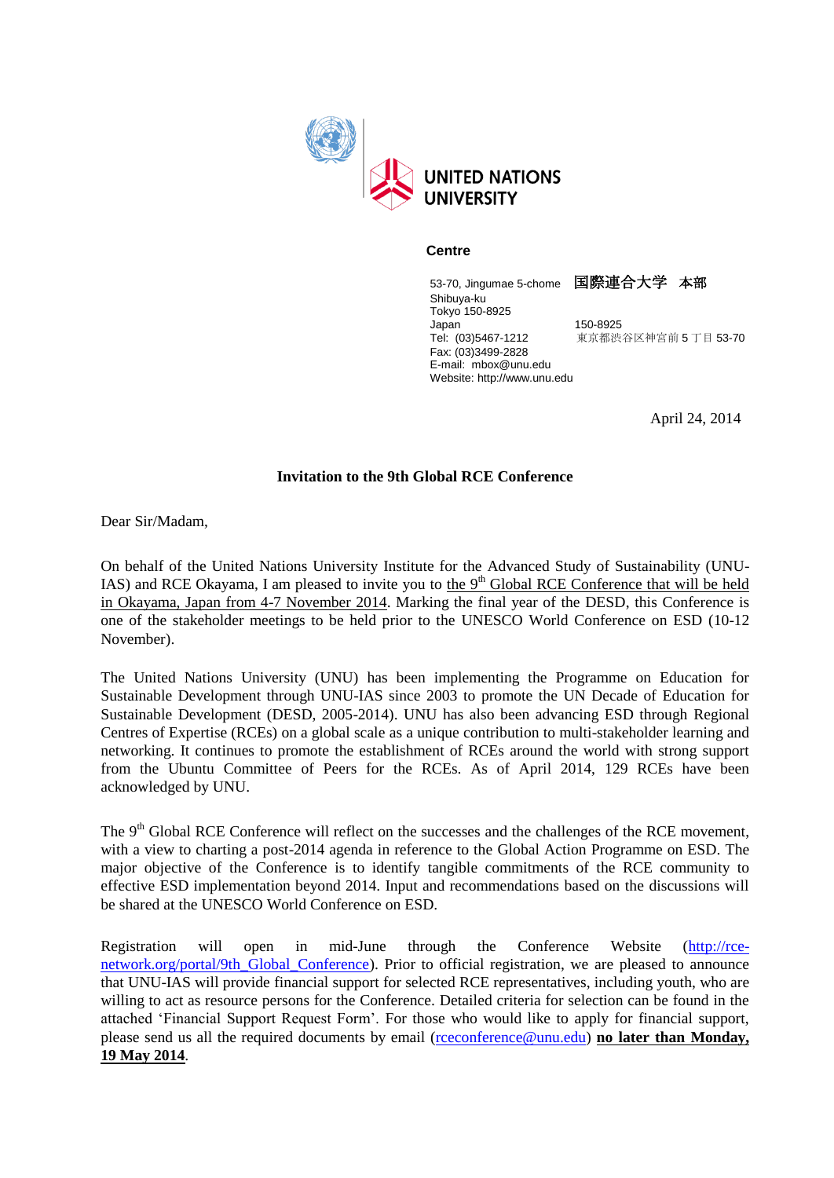UNITED NATIONS UNIVERSITY

**Centre**

53-70, Jingumae 5-chome
Shibuya-ku
Tokyo 150-8925
Japan
Tel: (03)5467-1212
Fax: (03)3499-2828
E-mail: mbox@unu.edu
Website: http://www.unu.edu

国際連合大学 本部

150-8925
東京都渋谷区神宮前５丁目53-70

April 24, 2014

**Invitation to the 9th Global RCE Conference**

Dear Sir/Madam,

On behalf of the United Nations University Institute for the Advanced Study of Sustainability (UNU-IAS) and RCE Okayama, I am pleased to invite you to the 9th Global RCE Conference that will be held in Okayama, Japan from 4-7 November 2014. Marking the final year of the DESD, this Conference is one of the stakeholder meetings to be held prior to the UNESCO World Conference on ESD (10-12 November).

The United Nations University (UNU) has been implementing the Programme on Education for Sustainable Development through UNU-IAS since 2003 to promote the UN Decade of Education for Sustainable Development (DESD, 2005-2014). UNU has also been advancing ESD through Regional Centres of Expertise (RCEs) on a global scale as a unique contribution to multi-stakeholder learning and networking. It continues to promote the establishment of RCEs around the world with strong support from the Ubuntu Committee of Peers for the RCEs. As of April 2014, 129 RCEs have been acknowledged by UNU.

The 9th Global RCE Conference will reflect on the successes and the challenges of the RCE movement, with a view to charting a post-2014 agenda in reference to the Global Action Programme on ESD. The major objective of the Conference is to identify tangible commitments of the RCE community to effective ESD implementation beyond 2014. Input and recommendations based on the discussions will be shared at the UNESCO World Conference on ESD.

Registration will open in mid-June through the Conference Website (http://rce-network.org/portal/9th_Global_Conference). Prior to official registration, we are pleased to announce that UNU-IAS will provide financial support for selected RCE representatives, including youth, who are willing to act as resource persons for the Conference. Detailed criteria for selection can be found in the attached 'Financial Support Request Form'. For those who would like to apply for financial support, please send us all the required documents by email (rceconference@unu.edu) **no later than Monday, 19 May 2014**.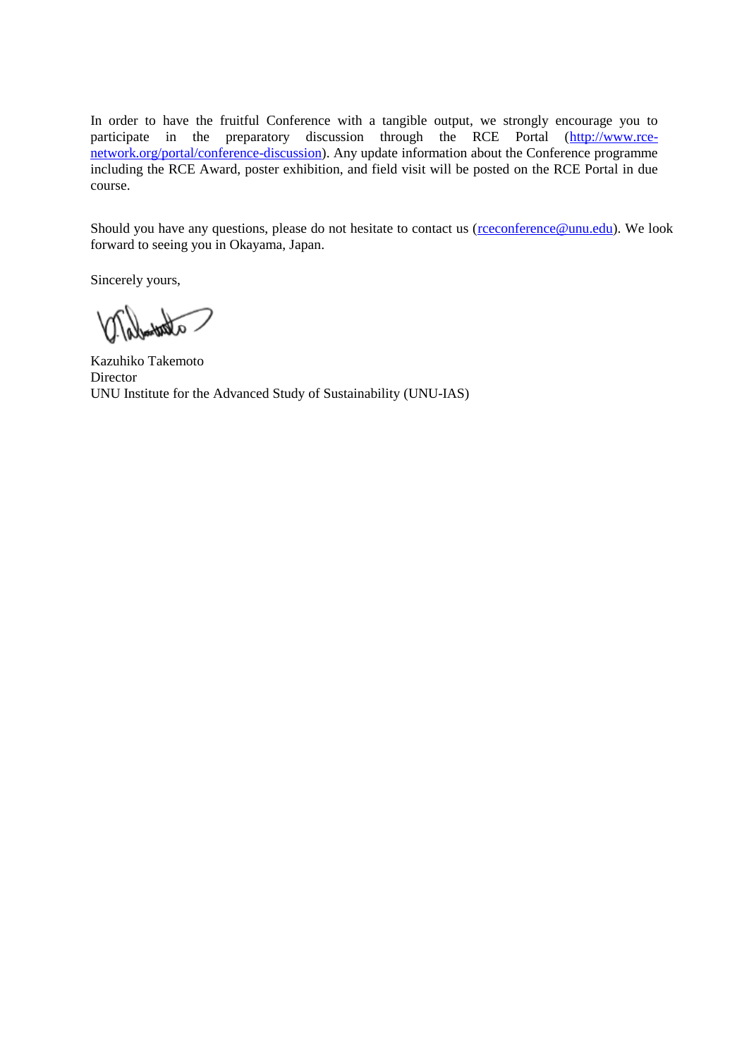In order to have the fruitful Conference with a tangible output, we strongly encourage you to participate in the preparatory discussion through the RCE Portal (http://www.rce-network.org/portal/conference-discussion). Any update information about the Conference programme including the RCE Award, poster exhibition, and field visit will be posted on the RCE Portal in due course.

Should you have any questions, please do not hesitate to contact us (rceconference@unu.edu). We look forward to seeing you in Okayama, Japan.

Sincerely yours,

Kazuhiko Takemoto
Director
UNU Institute for the Advanced Study of Sustainability (UNU-IAS)